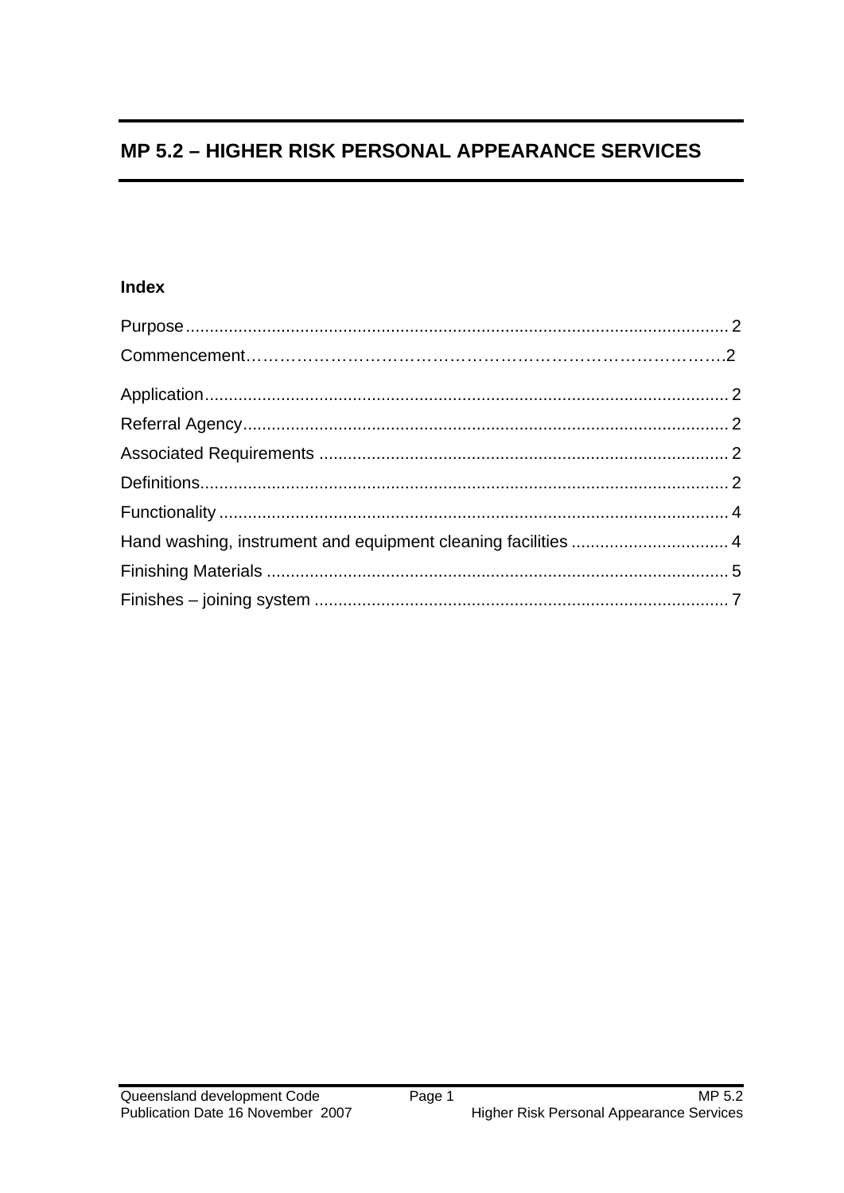# MP 5.2 – HIGHER RISK PERSONAL APPEARANCE SERVICES

## Index

Purpose.................................................................................................................. 2

Commencement……………………………………………………………………….2

Application.............................................................................................................. 2

Referral Agency...................................................................................................... 2

Associated Requirements ...................................................................................... 2

Definitions............................................................................................................... 2

Functionality ........................................................................................................... 4

Hand washing, instrument and equipment cleaning facilities ................................. 4

Finishing Materials ................................................................................................. 5

Finishes – joining system ....................................................................................... 7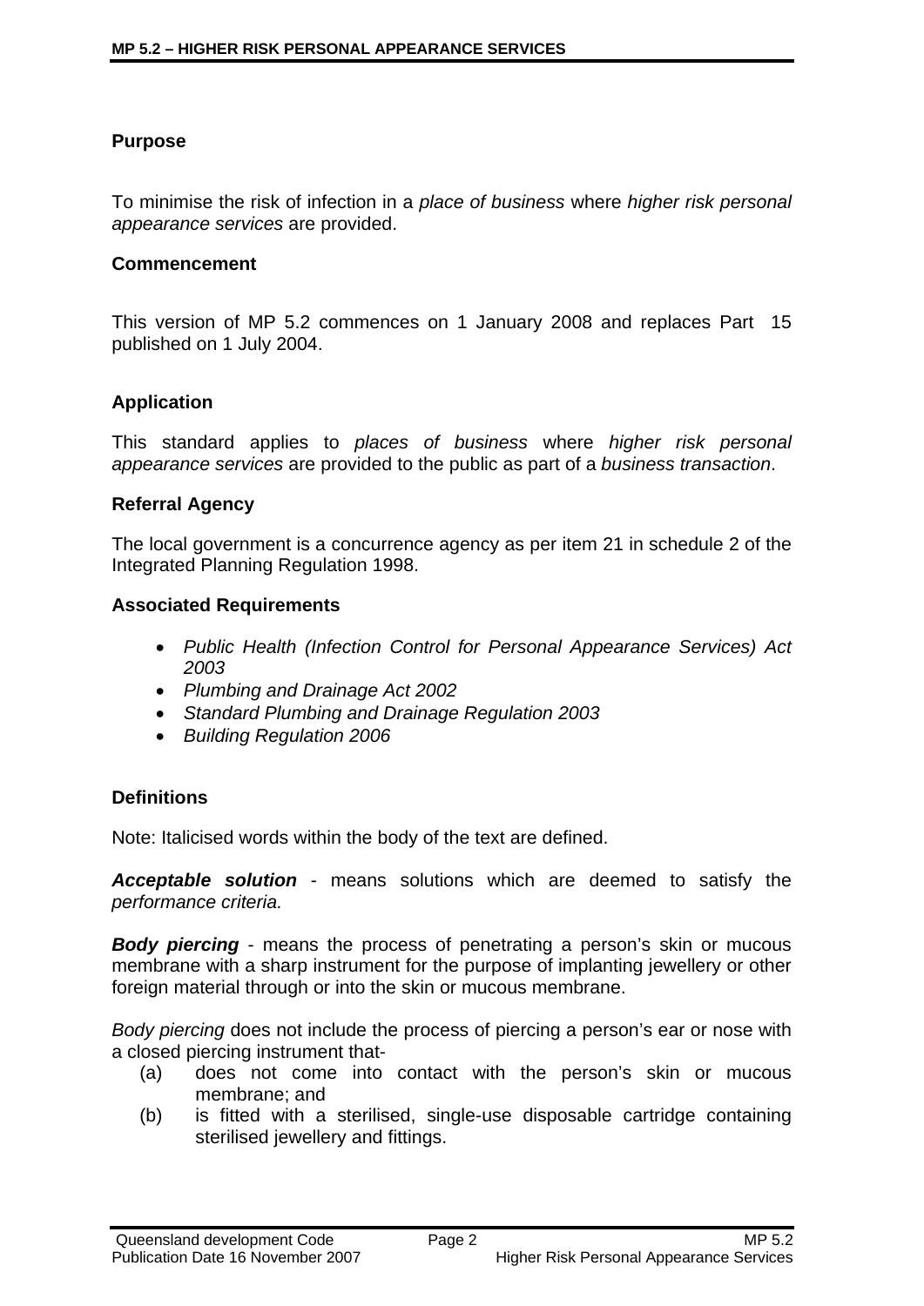**Purpose**

To minimise the risk of infection in a *place of business* where *higher risk personal appearance services* are provided.

**Commencement**

This version of MP 5.2 commences on 1 January 2008 and replaces Part 15 published on 1 July 2004.

**Application**

This standard applies to *places of business* where *higher risk personal appearance services* are provided to the public as part of a *business transaction*.

**Referral Agency**

The local government is a concurrence agency as per item 21 in schedule 2 of the Integrated Planning Regulation 1998.

**Associated Requirements**

- *Public Health (Infection Control for Personal Appearance Services) Act 2003*
- *Plumbing and Drainage Act 2002*
- *Standard Plumbing and Drainage Regulation 2003*
- *Building Regulation 2006*

**Definitions**

Note: Italicised words within the body of the text are defined.

***Acceptable solution*** - means solutions which are deemed to satisfy the *performance criteria.*

***Body piercing*** - means the process of penetrating a person's skin or mucous membrane with a sharp instrument for the purpose of implanting jewellery or other foreign material through or into the skin or mucous membrane.

*Body piercing* does not include the process of piercing a person's ear or nose with a closed piercing instrument that-

(a) does not come into contact with the person's skin or mucous membrane; and

(b) is fitted with a sterilised, single-use disposable cartridge containing sterilised jewellery and fittings.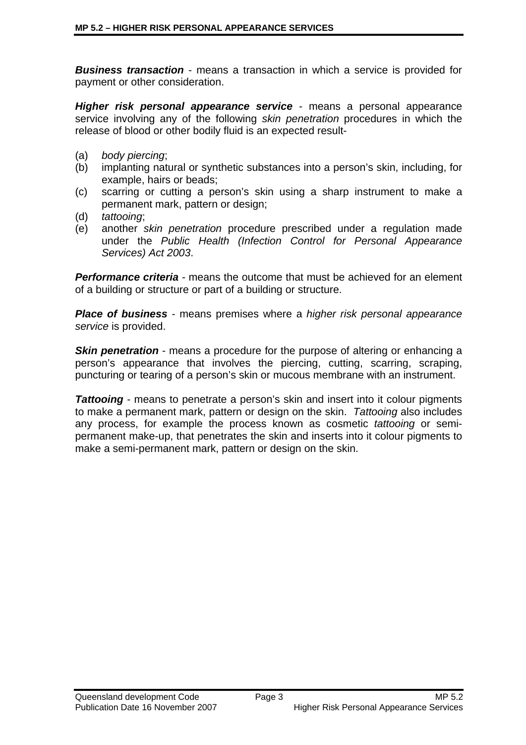***Business transaction*** - means a transaction in which a service is provided for payment or other consideration.

***Higher risk personal appearance service*** - means a personal appearance service involving any of the following *skin penetration* procedures in which the release of blood or other bodily fluid is an expected result-

(a) *body piercing*;
(b) implanting natural or synthetic substances into a person's skin, including, for example, hairs or beads;
(c) scarring or cutting a person's skin using a sharp instrument to make a permanent mark, pattern or design;
(d) *tattooing*;
(e) another *skin penetration* procedure prescribed under a regulation made under the *Public Health (Infection Control for Personal Appearance Services) Act 2003*.

***Performance criteria*** - means the outcome that must be achieved for an element of a building or structure or part of a building or structure.

***Place of business*** - means premises where a *higher risk personal appearance service* is provided.

***Skin penetration*** - means a procedure for the purpose of altering or enhancing a person's appearance that involves the piercing, cutting, scarring, scraping, puncturing or tearing of a person's skin or mucous membrane with an instrument.

***Tattooing*** - means to penetrate a person's skin and insert into it colour pigments to make a permanent mark, pattern or design on the skin. *Tattooing* also includes any process, for example the process known as cosmetic *tattooing* or semi-permanent make-up, that penetrates the skin and inserts into it colour pigments to make a semi-permanent mark, pattern or design on the skin.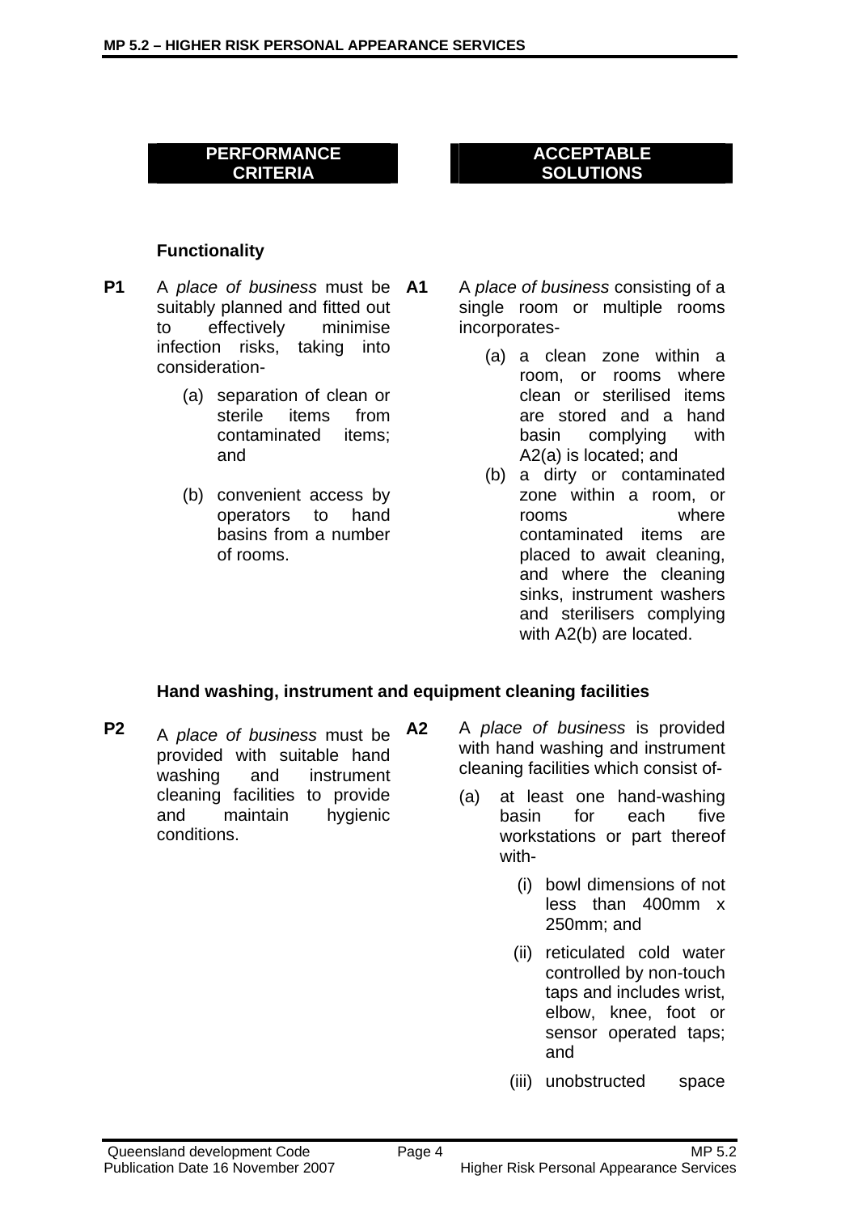| PERFORMANCE CRITERIA | | ACCEPTABLE SOLUTIONS | |
|---|---|---|---|

**Functionality**

**P1** A *place of business* must be suitably planned and fitted out to effectively minimise infection risks, taking into consideration-

(a) separation of clean or sterile items from contaminated items; and

(b) convenient access by operators to hand basins from a number of rooms.

**A1** A *place of business* consisting of a single room or multiple rooms incorporates-

(a) a clean zone within a room, or rooms where clean or sterilised items are stored and a hand basin complying with A2(a) is located; and

(b) a dirty or contaminated zone within a room, or rooms where contaminated items are placed to await cleaning, and where the cleaning sinks, instrument washers and sterilisers complying with A2(b) are located.

**Hand washing, instrument and equipment cleaning facilities**

**P2** A *place of business* must be provided with suitable hand washing and instrument cleaning facilities to provide and maintain hygienic conditions.

**A2** A *place of business* is provided with hand washing and instrument cleaning facilities which consist of-

(a) at least one hand-washing basin for each five workstations or part thereof with-

(i) bowl dimensions of not less than 400mm x 250mm; and

(ii) reticulated cold water controlled by non-touch taps and includes wrist, elbow, knee, foot or sensor operated taps; and

(iii) unobstructed space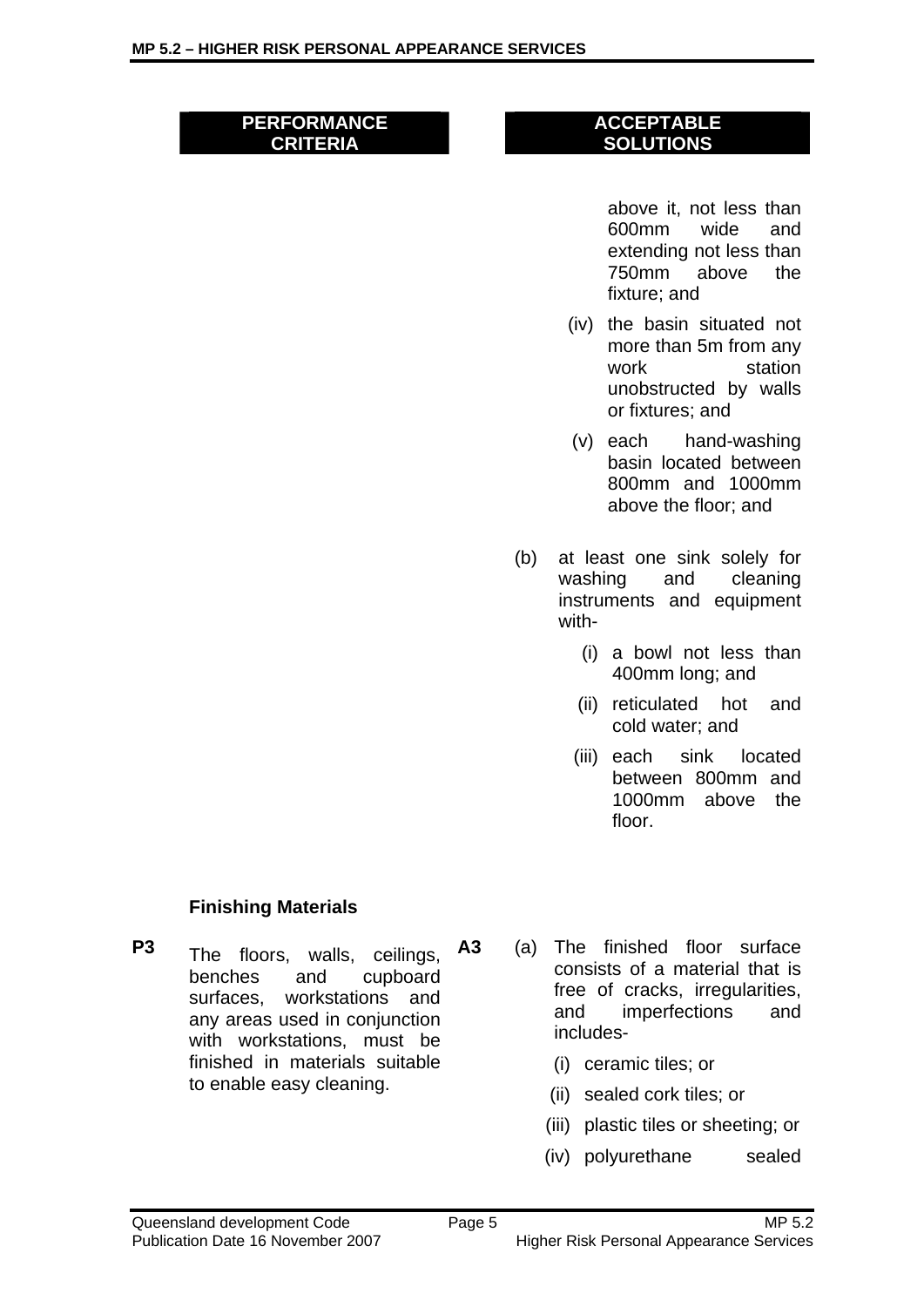| PERFORMANCE CRITERIA | ACCEPTABLE SOLUTIONS |
|---|---|
| | above it, not less than 600mm wide and extending not less than 750mm above the fixture; and<br><br>(iv) the basin situated not more than 5m from any work station unobstructed by walls or fixtures; and<br><br>(v) each hand-washing basin located between 800mm and 1000mm above the floor; and<br><br>(b) at least one sink solely for washing and cleaning instruments and equipment with-<br><br>(i) a bowl not less than 400mm long; and<br><br>(ii) reticulated hot and cold water; and<br><br>(iii) each sink located between 800mm and 1000mm above the floor. |
| **Finishing Materials** | |
| **P3** The floors, walls, ceilings, benches and cupboard surfaces, workstations and any areas used in conjunction with workstations, must be finished in materials suitable to enable easy cleaning. | **A3** (a) The finished floor surface consists of a material that is free of cracks, irregularities, and imperfections and includes-<br><br>(i) ceramic tiles; or<br><br>(ii) sealed cork tiles; or<br><br>(iii) plastic tiles or sheeting; or<br><br>(iv) polyurethane sealed |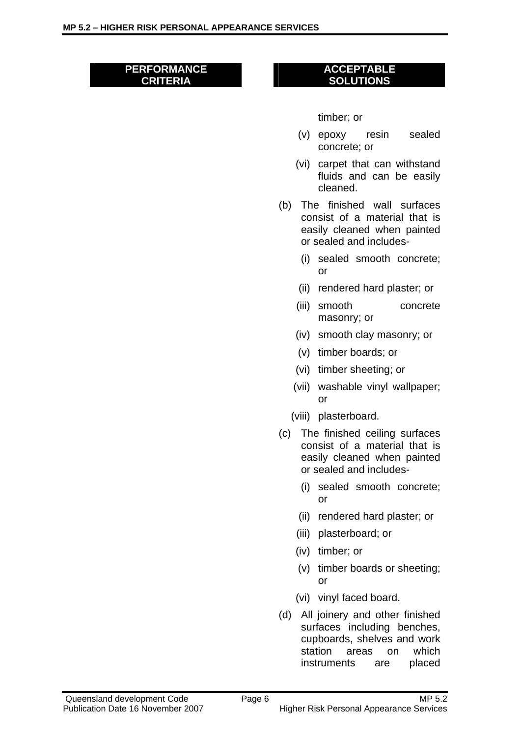| PERFORMANCE CRITERIA | ACCEPTABLE SOLUTIONS |
|---|---|
| | timber; or<br>(v) epoxy resin sealed concrete; or<br>(vi) carpet that can withstand fluids and can be easily cleaned.<br>(b) The finished wall surfaces consist of a material that is easily cleaned when painted or sealed and includes-<br>(i) sealed smooth concrete; or<br>(ii) rendered hard plaster; or<br>(iii) smooth concrete masonry; or<br>(iv) smooth clay masonry; or<br>(v) timber boards; or<br>(vi) timber sheeting; or<br>(vii) washable vinyl wallpaper; or<br>(viii) plasterboard.<br>(c) The finished ceiling surfaces consist of a material that is easily cleaned when painted or sealed and includes-<br>(i) sealed smooth concrete; or<br>(ii) rendered hard plaster; or<br>(iii) plasterboard; or<br>(iv) timber; or<br>(v) timber boards or sheeting; or<br>(vi) vinyl faced board.<br>(d) All joinery and other finished surfaces including benches, cupboards, shelves and work station areas on which instruments are placed |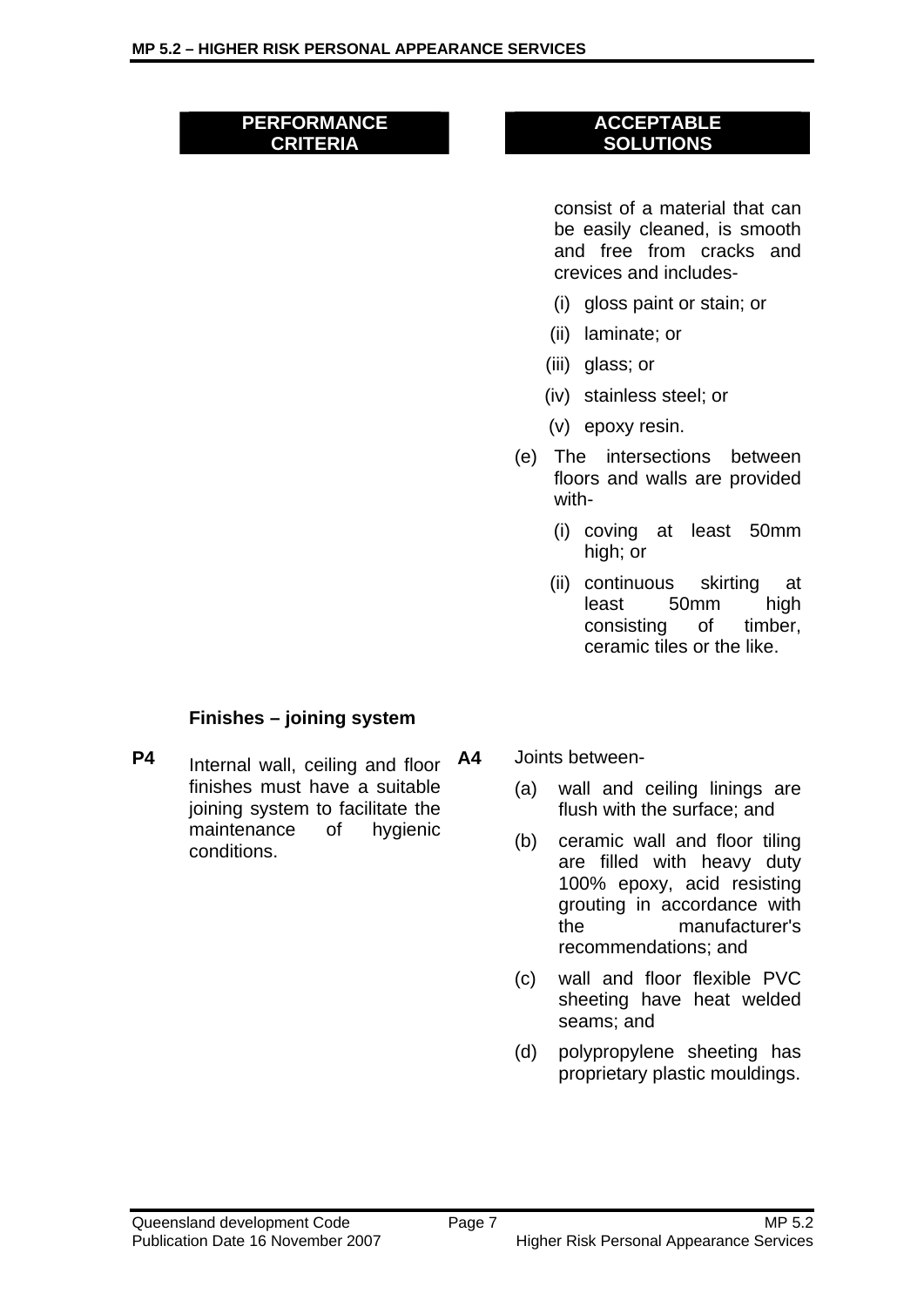| PERFORMANCE CRITERIA | ACCEPTABLE SOLUTIONS |
| --- | --- |
| | consist of a material that can be easily cleaned, is smooth and free from cracks and crevices and includes-<br>(i) gloss paint or stain; or<br>(ii) laminate; or<br>(iii) glass; or<br>(iv) stainless steel; or<br>(v) epoxy resin.<br>(e) The intersections between floors and walls are provided with-<br>(i) coving at least 50mm high; or<br>(ii) continuous skirting at least 50mm high consisting of timber, ceramic tiles or the like. |

**Finishes – joining system**

| PERFORMANCE CRITERIA | ACCEPTABLE SOLUTIONS |
| --- | --- |
| **P4** Internal wall, ceiling and floor finishes must have a suitable joining system to facilitate the maintenance of hygienic conditions. | **A4** Joints between-<br>(a) wall and ceiling linings are flush with the surface; and<br>(b) ceramic wall and floor tiling are filled with heavy duty 100% epoxy, acid resisting grouting in accordance with the manufacturer's recommendations; and<br>(c) wall and floor flexible PVC sheeting have heat welded seams; and<br>(d) polypropylene sheeting has proprietary plastic mouldings. |